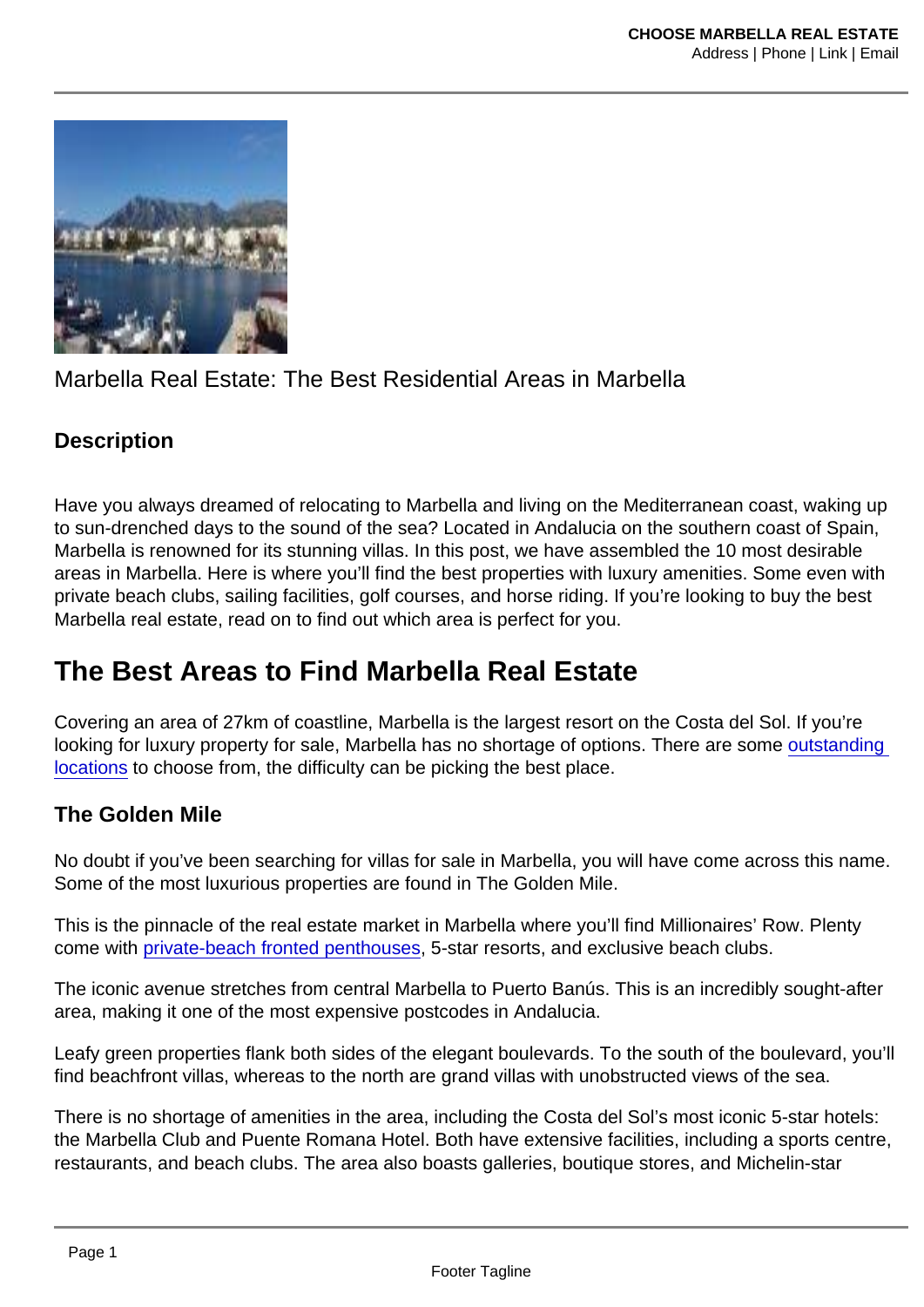Marbella Real Estate: The Best Residential Areas in Marbella

**Description**

Have you always dreamed of relocating to Marbella and living on the Mediterranean coast, waking up to sun-drenched days to the sound of the sea? Located in Andalucia on the southern coast of Spain, Marbella is renowned for its stunning villas. In this post, we have assembled the 10 most desirable areas in Marbella. Here is where you'll find the best properties with luxury amenities. Some even with private beach clubs, sailing facilities, golf courses, and horse riding. If you're looking to buy the best Marbella real estate, read on to find out which area is perfect for you.

## The Best Areas to Find Marbella Real Estate

Covering an area of 27km of coastline, Marbella is the largest resort on the Costa del Sol. If you're looking for luxury property for sale, Marbella has no shortage of options. There are some outstanding locations to choose from, the difficulty can be picking the best place.

### The Golden Mile

No doubt if you've been searching for villas for sale in Marbella, you will have come across this name. Some of the most luxurious properties are found in The Golden Mile.

This is the pinnacle of the real estate market in Marbella where you'll find Millionaires' Row. Plenty come with private-beach fronted penthouses, 5-star resorts, and exclusive beach clubs.

The iconic avenue stretches from central Marbella to Puerto Banús. This is an incredibly sought-after area, making it one of the most expensive postcodes in Andalucia.

Leafy green properties flank both sides of the elegant boulevards. To the south of the boulevard, you'll find beachfront villas, whereas to the north are grand villas with unobstructed views of the sea.

There is no shortage of amenities in the area, including the Costa del Sol's most iconic 5-star hotels: the Marbella Club and Puente Romana Hotel. Both have extensive facilities, including a sports centre, restaurants, and beach clubs. The area also boasts galleries, boutique stores, and Michelin-star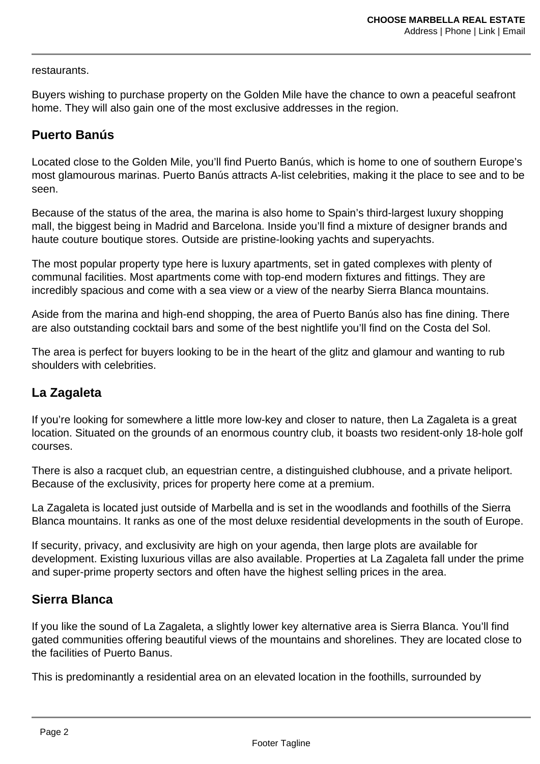restaurants.

Buyers wishing to purchase property on the Golden Mile have the chance to own a peaceful seafront home. They will also gain one of the most exclusive addresses in the region.

## Puerto Banús

Located close to the Golden Mile, you'll find Puerto Banús, which is home to one of southern Europe's most glamourous marinas. Puerto Banús attracts A-list celebrities, making it the place to see and to be seen.

Because of the status of the area, the marina is also home to Spain's third-largest luxury shopping mall, the biggest being in Madrid and Barcelona. Inside you'll find a mixture of designer brands and haute couture boutique stores. Outside are pristine-looking yachts and superyachts.

The most popular property type here is luxury apartments, set in gated complexes with plenty of communal facilities. Most apartments come with top-end modern fixtures and fittings. They are incredibly spacious and come with a sea view or a view of the nearby Sierra Blanca mountains.

Aside from the marina and high-end shopping, the area of Puerto Banús also has fine dining. There are also outstanding cocktail bars and some of the best nightlife you'll find on the Costa del Sol.

The area is perfect for buyers looking to be in the heart of the glitz and glamour and wanting to rub shoulders with celebrities.

## La Zagaleta

If you're looking for somewhere a little more low-key and closer to nature, then La Zagaleta is a great location. Situated on the grounds of an enormous country club, it boasts two resident-only 18-hole golf courses.

There is also a racquet club, an equestrian centre, a distinguished clubhouse, and a private heliport. Because of the exclusivity, prices for property here come at a premium.

La Zagaleta is located just outside of Marbella and is set in the woodlands and foothills of the Sierra Blanca mountains. It ranks as one of the most deluxe residential developments in the south of Europe.

If security, privacy, and exclusivity are high on your agenda, then large plots are available for development. Existing luxurious villas are also available. Properties at La Zagaleta fall under the prime and super-prime property sectors and often have the highest selling prices in the area.

## Sierra Blanca

If you like the sound of La Zagaleta, a slightly lower key alternative area is Sierra Blanca. You'll find gated communities offering beautiful views of the mountains and shorelines. They are located close to the facilities of Puerto Banus.

This is predominantly a residential area on an elevated location in the foothills, surrounded by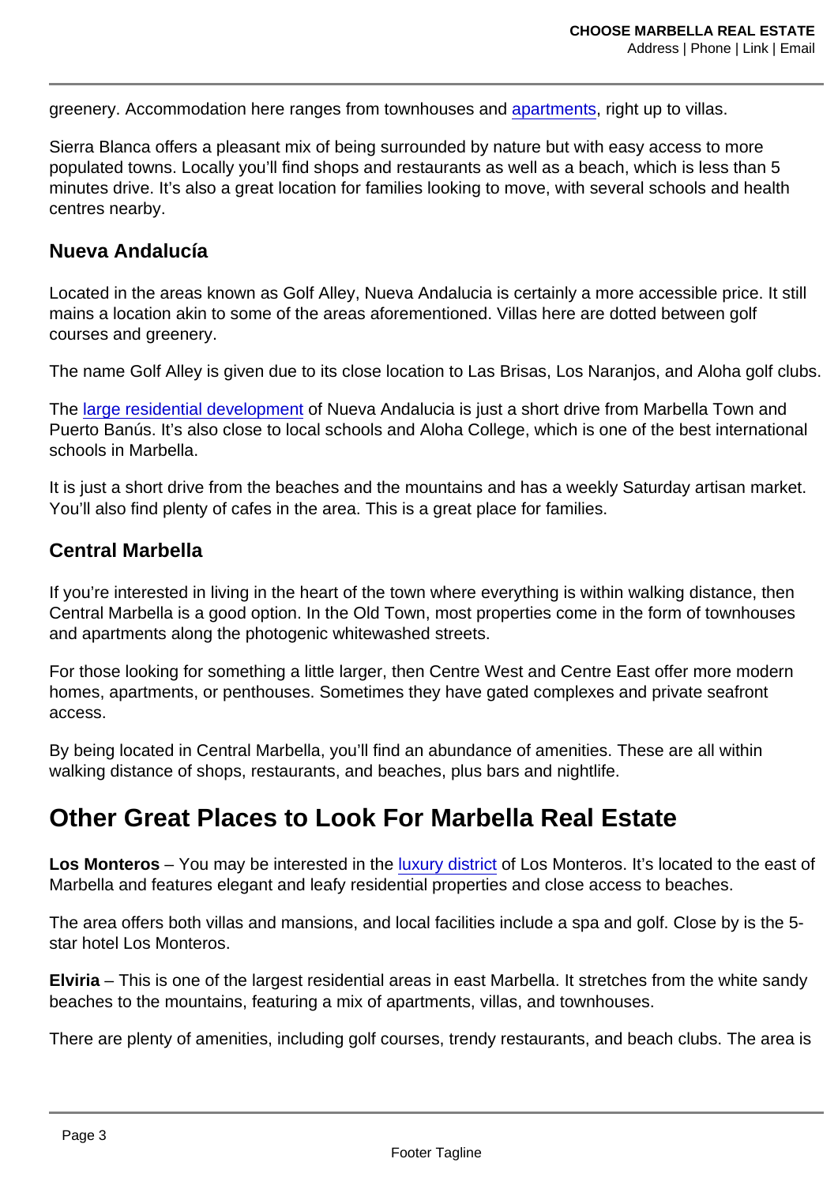greenery. Accommodation here ranges from townhouses and apartments, right up to villas.

Sierra Blanca offers a pleasant mix of being surrounded by nature but with easy access to more populated towns. Locally you'll find shops and restaurants as well as a beach, which is less than 5 minutes drive. It's also a great location for families looking to move, with several schools and health centres nearby.

### Nueva Andalucía

Located in the areas known as Golf Alley, Nueva Andalucia is certainly a more accessible price. It still mains a location akin to some of the areas aforementioned. Villas here are dotted between golf courses and greenery.

The name Golf Alley is given due to its close location to Las Brisas, Los Naranjos, and Aloha golf clubs.

The large residential development of Nueva Andalucia is just a short drive from Marbella Town and Puerto Banús. It's also close to local schools and Aloha College, which is one of the best international schools in Marbella.

It is just a short drive from the beaches and the mountains and has a weekly Saturday artisan market. You'll also find plenty of cafes in the area. This is a great place for families.

### Central Marbella

If you're interested in living in the heart of the town where everything is within walking distance, then Central Marbella is a good option. In the Old Town, most properties come in the form of townhouses and apartments along the photogenic whitewashed streets.

For those looking for something a little larger, then Centre West and Centre East offer more modern homes, apartments, or penthouses. Sometimes they have gated complexes and private seafront access.

By being located in Central Marbella, you'll find an abundance of amenities. These are all within walking distance of shops, restaurants, and beaches, plus bars and nightlife.

## Other Great Places to Look For Marbella Real Estate

**Los Monteros** – You may be interested in the luxury district of Los Monteros. It's located to the east of Marbella and features elegant and leafy residential properties and close access to beaches.

The area offers both villas and mansions, and local facilities include a spa and golf. Close by is the 5-star hotel Los Monteros.

**Elviria** – This is one of the largest residential areas in east Marbella. It stretches from the white sandy beaches to the mountains, featuring a mix of apartments, villas, and townhouses.

There are plenty of amenities, including golf courses, trendy restaurants, and beach clubs. The area is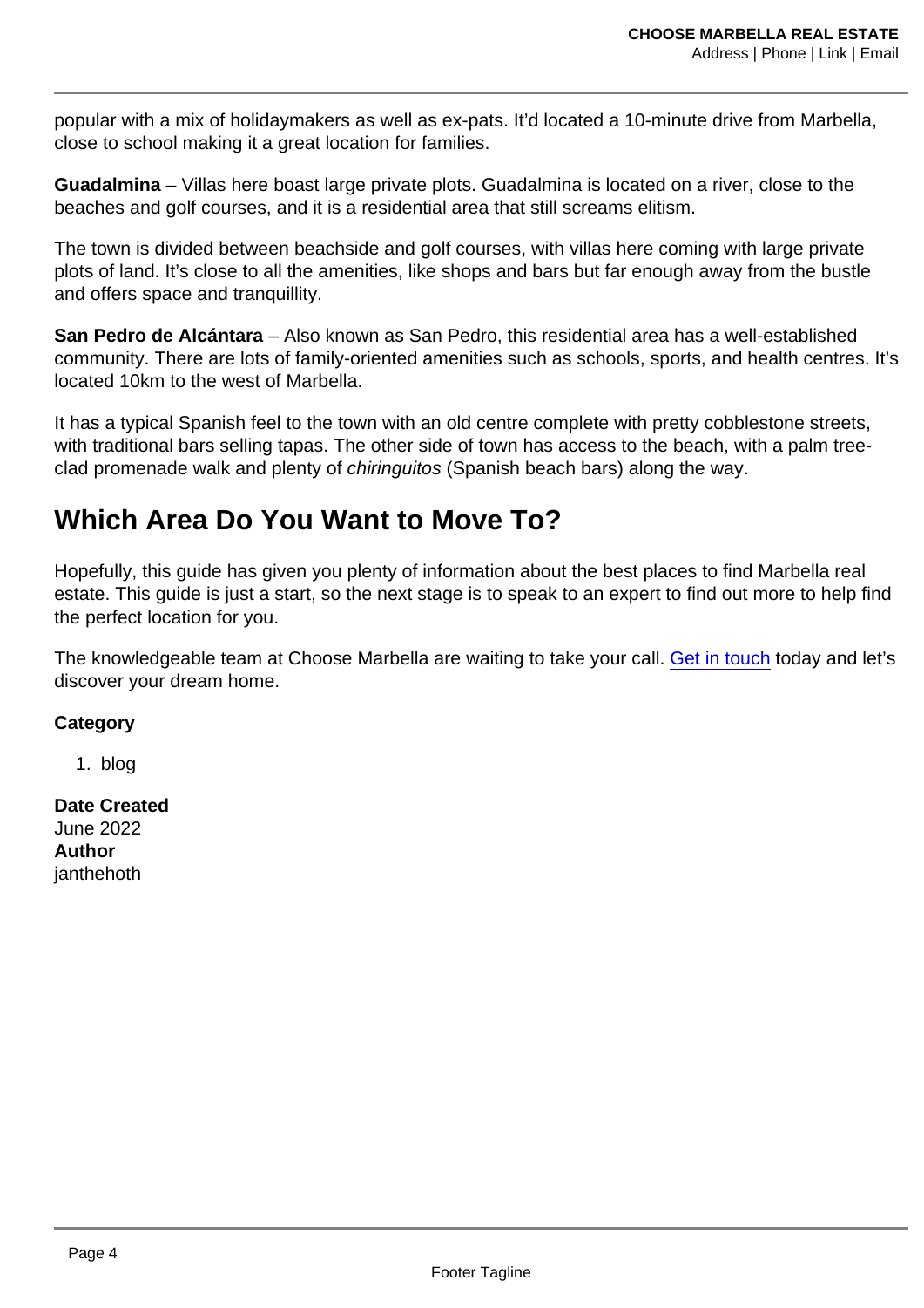popular with a mix of holidaymakers as well as ex-pats. It'd located a 10-minute drive from Marbella, close to school making it a great location for families.

**Guadalmina** – Villas here boast large private plots. Guadalmina is located on a river, close to the beaches and golf courses, and it is a residential area that still screams elitism.

The town is divided between beachside and golf courses, with villas here coming with large private plots of land. It's close to all the amenities, like shops and bars but far enough away from the bustle and offers space and tranquillity.

**San Pedro de Alcántara** – Also known as San Pedro, this residential area has a well-established community. There are lots of family-oriented amenities such as schools, sports, and health centres. It's located 10km to the west of Marbella.

It has a typical Spanish feel to the town with an old centre complete with pretty cobblestone streets, with traditional bars selling tapas. The other side of town has access to the beach, with a palm tree-clad promenade walk and plenty of *chiringuitos* (Spanish beach bars) along the way.

## Which Area Do You Want to Move To?

Hopefully, this guide has given you plenty of information about the best places to find Marbella real estate. This guide is just a start, so the next stage is to speak to an expert to find out more to help find the perfect location for you.

The knowledgeable team at Choose Marbella are waiting to take your call. Get in touch today and let's discover your dream home.

**Category**

1. blog

**Date Created**
June 2022
**Author**
janthehoth